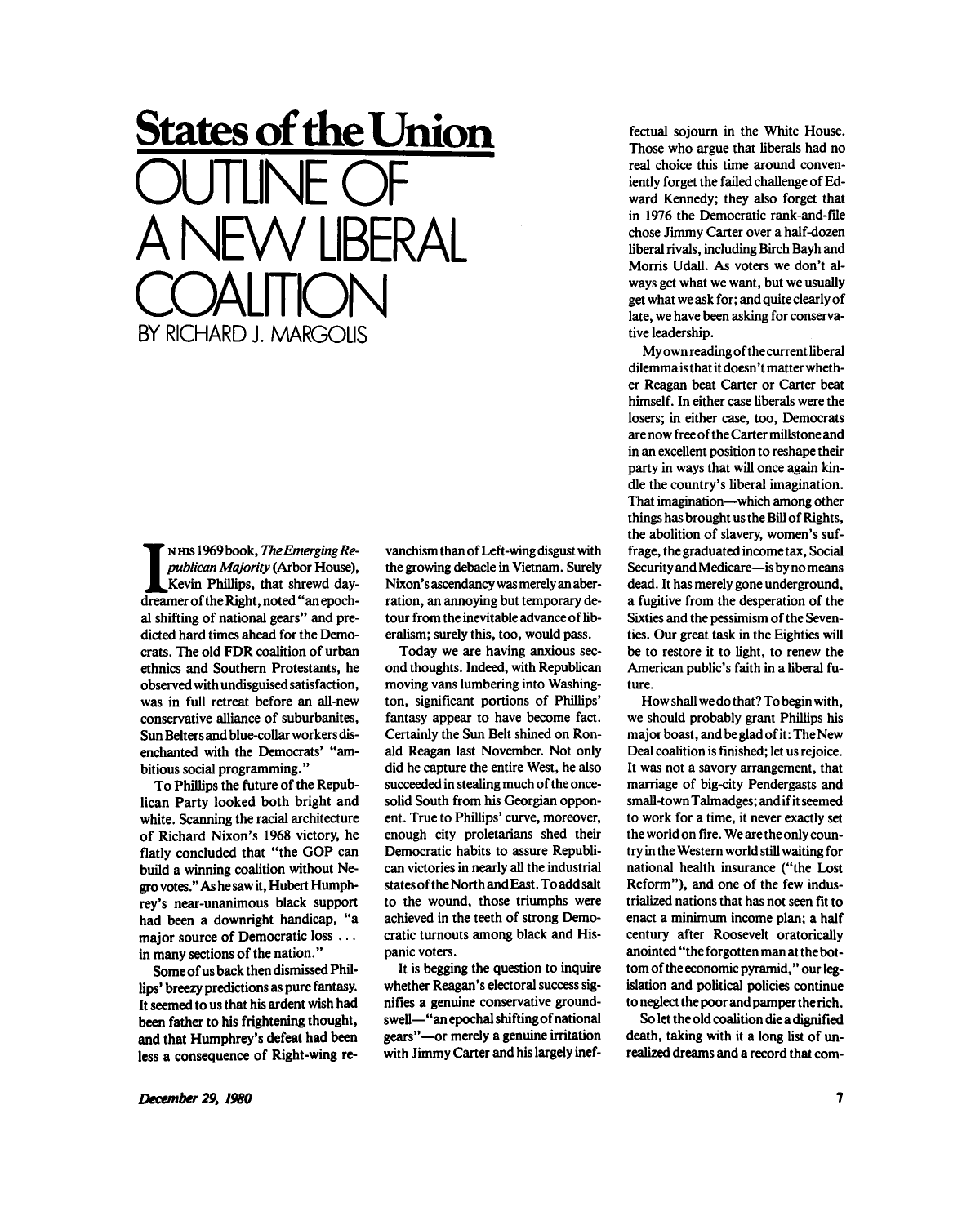# States of the Union

# OUTLINE OF A NEW LIBERAL COALITION

BY RICHARD J. MARGOLIS

In his 1969 book, *The Emerging Republican Majority* (Arbor House), Kevin Phillips, that shrewd daydreamer of the Right, noted "an epochal shifting of national gears" and predicted hard times ahead for the Democrats. The old FDR coalition of urban ethnics and Southern Protestants, he observed with undisguised satisfaction, was in full retreat before an all-new conservative alliance of suburbanites, Sun Belters and blue-collar workers disenchanted with the Democrats' "ambitious social programming."

To Phillips the future of the Republican Party looked both bright and white. Scanning the racial architecture of Richard Nixon's 1968 victory, he flatly concluded that "the GOP can build a winning coalition without Negro votes." As he saw it, Hubert Humphrey's near-unanimous black support had been a downright handicap, "a major source of Democratic loss . . . in many sections of the nation."

Some of us back then dismissed Phillips' breezy predictions as pure fantasy. It seemed to us that his ardent wish had been father to his frightening thought, and that Humphrey's defeat had been less a consequence of Right-wing revanchism than of Left-wing disgust with the growing debacle in Vietnam. Surely Nixon's ascendancy was merely an aberration, an annoying but temporary detour from the inevitable advance of liberalism; surely this, too, would pass.

Today we are having anxious second thoughts. Indeed, with Republican moving vans lumbering into Washington, significant portions of Phillips' fantasy appear to have become fact. Certainly the Sun Belt shined on Ronald Reagan last November. Not only did he capture the entire West, he also succeeded in stealing much of the once-solid South from his Georgian opponent. True to Phillips' curve, moreover, enough city proletarians shed their Democratic habits to assure Republican victories in nearly all the industrial states of the North and East. To add salt to the wound, those triumphs were achieved in the teeth of strong Democratic turnouts among black and Hispanic voters.

It is begging the question to inquire whether Reagan's electoral success signifies a genuine conservative groundswell—"an epochal shifting of national gears"—or merely a genuine irritation with Jimmy Carter and his largely ineffectual sojourn in the White House. Those who argue that liberals had no real choice this time around conveniently forget the failed challenge of Edward Kennedy; they also forget that in 1976 the Democratic rank-and-file chose Jimmy Carter over a half-dozen liberal rivals, including Birch Bayh and Morris Udall. As voters we don't always get what we want, but we usually get what we ask for; and quite clearly of late, we have been asking for conservative leadership.

My own reading of the current liberal dilemma is that it doesn't matter whether Reagan beat Carter or Carter beat himself. In either case liberals were the losers; in either case, too, Democrats are now free of the Carter millstone and in an excellent position to reshape their party in ways that will once again kindle the country's liberal imagination. That imagination—which among other things has brought us the Bill of Rights, the abolition of slavery, women's suffrage, the graduated income tax, Social Security and Medicare—is by no means dead. It has merely gone underground, a fugitive from the desperation of the Sixties and the pessimism of the Seventies. Our great task in the Eighties will be to restore it to light, to renew the American public's faith in a liberal future.

How shall we do that? To begin with, we should probably grant Phillips his major boast, and be glad of it: The New Deal coalition is finished; let us rejoice. It was not a savory arrangement, that marriage of big-city Pendergasts and small-town Talmadges; and if it seemed to work for a time, it never exactly set the world on fire. We are the only country in the Western world still waiting for national health insurance ("the Lost Reform"), and one of the few industrialized nations that has not seen fit to enact a minimum income plan; a half century after Roosevelt oratorically anointed "the forgotten man at the bottom of the economic pyramid," our legislation and political policies continue to neglect the poor and pamper the rich.

So let the old coalition die a dignified death, taking with it a long list of unrealized dreams and a record that com-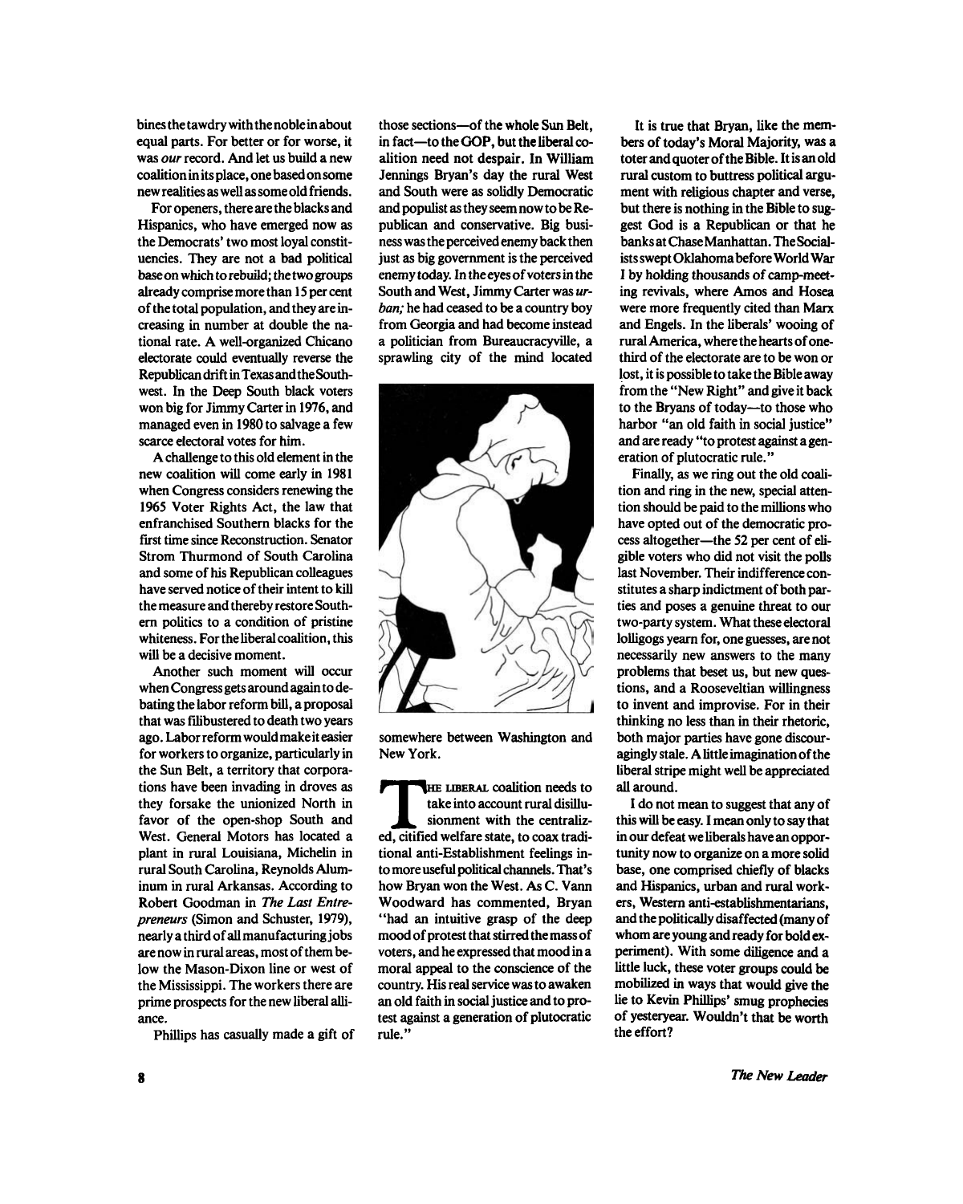bines the tawdry with the noble in about equal parts. For better or for worse, it was *our* record. And let us build a new coalition in its place, one based on some new realities as well as some old friends.

For openers, there are the blacks and Hispanics, who have emerged now as the Democrats' two most loyal constituencies. They are not a bad political base on which to rebuild; the two groups already comprise more than 15 per cent of the total population, and they are increasing in number at double the national rate. A well-organized Chicano electorate could eventually reverse the Republican drift in Texas and the Southwest. In the Deep South black voters won big for Jimmy Carter in 1976, and managed even in 1980 to salvage a few scarce electoral votes for him.

A challenge to this old element in the new coalition will come early in 1981 when Congress considers renewing the 1965 Voter Rights Act, the law that enfranchised Southern blacks for the first time since Reconstruction. Senator Strom Thurmond of South Carolina and some of his Republican colleagues have served notice of their intent to kill the measure and thereby restore Southern politics to a condition of pristine whiteness. For the liberal coalition, this will be a decisive moment.

Another such moment will occur when Congress gets around again to debating the labor reform bill, a proposal that was filibustered to death two years ago. Labor reform would make it easier for workers to organize, particularly in the Sun Belt, a territory that corporations have been invading in droves as they forsake the unionized North in favor of the open-shop South and West. General Motors has located a plant in rural Louisiana, Michelin in rural South Carolina, Reynolds Aluminum in rural Arkansas. According to Robert Goodman in *The Last Entrepreneurs* (Simon and Schuster, 1979), nearly a third of all manufacturing jobs are now in rural areas, most of them below the Mason-Dixon line or west of the Mississippi. The workers there are prime prospects for the new liberal alliance.

Phillips has casually made a gift of those sections—of the whole Sun Belt, in fact—to the GOP, but the liberal coalition need not despair. In William Jennings Bryan's day the rural West and South were as solidly Democratic and populist as they seem now to be Republican and conservative. Big business was the perceived enemy back then just as big government is the perceived enemy today. In the eyes of voters in the South and West, Jimmy Carter was *urban;* he had ceased to be a country boy from Georgia and had become instead a politician from Bureaucracyville, a sprawling city of the mind located somewhere between Washington and New York.

The liberal coalition needs to take into account rural disillusionment with the centralized, citified welfare state, to coax traditional anti-Establishment feelings into more useful political channels. That's how Bryan won the West. As C. Vann Woodward has commented, Bryan "had an intuitive grasp of the deep mood of protest that stirred the mass of voters, and he expressed that mood in a moral appeal to the conscience of the country. His real service was to awaken an old faith in social justice and to protest against a generation of plutocratic rule."

It is true that Bryan, like the members of today's Moral Majority, was a toter and quoter of the Bible. It is an old rural custom to buttress political argument with religious chapter and verse, but there is nothing in the Bible to suggest God is a Republican or that he banks at Chase Manhattan. The Socialists swept Oklahoma before World War I by holding thousands of camp-meeting revivals, where Amos and Hosea were more frequently cited than Marx and Engels. In the liberals' wooing of rural America, where the hearts of one-third of the electorate are to be won or lost, it is possible to take the Bible away from the "New Right" and give it back to the Bryans of today—to those who harbor "an old faith in social justice" and are ready "to protest against a generation of plutocratic rule."

Finally, as we ring out the old coalition and ring in the new, special attention should be paid to the millions who have opted out of the democratic process altogether—the 52 per cent of eligible voters who did not visit the polls last November. Their indifference constitutes a sharp indictment of both parties and poses a genuine threat to our two-party system. What these electoral lolligogs yearn for, one guesses, are not necessarily new answers to the many problems that beset us, but new questions, and a Rooseveltian willingness to invent and improvise. For in their thinking no less than in their rhetoric, both major parties have gone discouragingly stale. A little imagination of the liberal stripe might well be appreciated all around.

I do not mean to suggest that any of this will be easy. I mean only to say that in our defeat we liberals have an opportunity now to organize on a more solid base, one comprised chiefly of blacks and Hispanics, urban and rural workers, Western anti-establishmentarians, and the politically disaffected (many of whom are young and ready for bold experiment). With some diligence and a little luck, these voter groups could be mobilized in ways that would give the lie to Kevin Phillips' smug prophecies of yesteryear. Wouldn't that be worth the effort?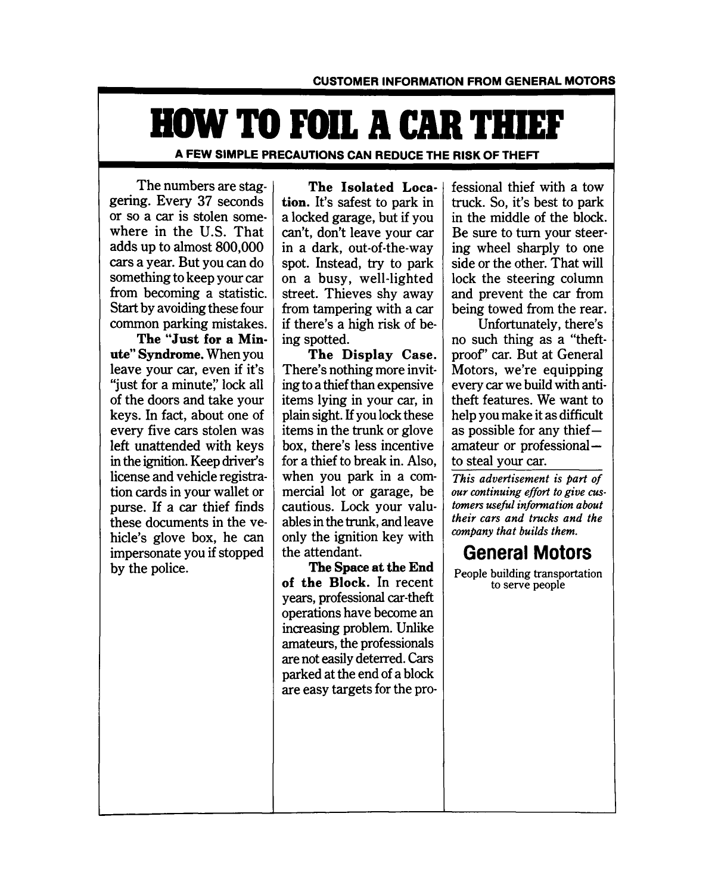**CUSTOMER INFORMATION FROM GENERAL MOTORS**

# HOW TO FOIL A CAR THIEF

**A FEW SIMPLE PRECAUTIONS CAN REDUCE THE RISK OF THEFT**

The numbers are staggering. Every 37 seconds or so a car is stolen somewhere in the U.S. That adds up to almost 800,000 cars a year. But you can do something to keep your car from becoming a statistic. Start by avoiding these four common parking mistakes.

**The "Just for a Minute" Syndrome.** When you leave your car, even if it's "just for a minute," lock all of the doors and take your keys. In fact, about one of every five cars stolen was left unattended with keys in the ignition. Keep driver's license and vehicle registration cards in your wallet or purse. If a car thief finds these documents in the vehicle's glove box, he can impersonate you if stopped by the police.

**The Isolated Location.** It's safest to park in a locked garage, but if you can't, don't leave your car in a dark, out-of-the-way spot. Instead, try to park on a busy, well-lighted street. Thieves shy away from tampering with a car if there's a high risk of being spotted.

**The Display Case.** There's nothing more inviting to a thief than expensive items lying in your car, in plain sight. If you lock these items in the trunk or glove box, there's less incentive for a thief to break in. Also, when you park in a commercial lot or garage, be cautious. Lock your valuables in the trunk, and leave only the ignition key with the attendant.

**The Space at the End of the Block.** In recent years, professional car-theft operations have become an increasing problem. Unlike amateurs, the professionals are not easily deterred. Cars parked at the end of a block are easy targets for the professional thief with a tow truck. So, it's best to park in the middle of the block. Be sure to turn your steering wheel sharply to one side or the other. That will lock the steering column and prevent the car from being towed from the rear.

Unfortunately, there's no such thing as a "theft-proof" car. But at General Motors, we're equipping every car we build with anti-theft features. We want to help you make it as difficult as possible for any thief—amateur or professional—to steal your car.

*This advertisement is part of our continuing effort to give customers useful information about their cars and trucks and the company that builds them.*

**General Motors**

People building transportation to serve people